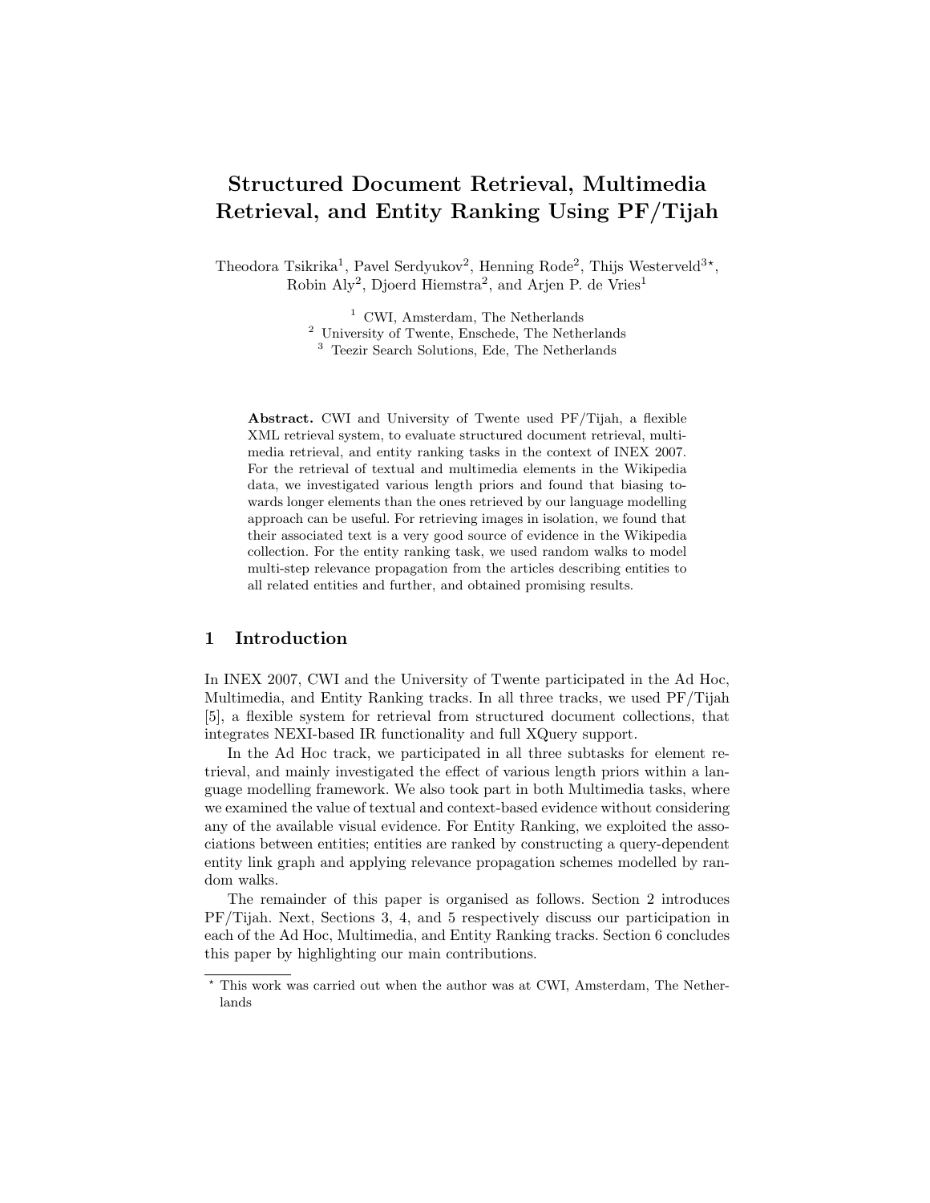# Structured Document Retrieval, Multimedia Retrieval, and Entity Ranking Using PF/Tijah

Theodora Tsikrika[1], Pavel Serdyukov[2], Henning Rode[2], Thijs Westerveld[3⋆], Robin Aly[2], Djoerd Hiemstra[2], and Arjen P. de Vries[1]

[1] CWI, Amsterdam, The Netherlands
[2] University of Twente, Enschede, The Netherlands
[3] Teezir Search Solutions, Ede, The Netherlands

**Abstract.** CWI and University of Twente used PF/Tijah, a flexible XML retrieval system, to evaluate structured document retrieval, multimedia retrieval, and entity ranking tasks in the context of INEX 2007. For the retrieval of textual and multimedia elements in the Wikipedia data, we investigated various length priors and found that biasing towards longer elements than the ones retrieved by our language modelling approach can be useful. For retrieving images in isolation, we found that their associated text is a very good source of evidence in the Wikipedia collection. For the entity ranking task, we used random walks to model multi-step relevance propagation from the articles describing entities to all related entities and further, and obtained promising results.

## 1 Introduction

In INEX 2007, CWI and the University of Twente participated in the Ad Hoc, Multimedia, and Entity Ranking tracks. In all three tracks, we used PF/Tijah [5], a flexible system for retrieval from structured document collections, that integrates NEXI-based IR functionality and full XQuery support.

In the Ad Hoc track, we participated in all three subtasks for element retrieval, and mainly investigated the effect of various length priors within a language modelling framework. We also took part in both Multimedia tasks, where we examined the value of textual and context-based evidence without considering any of the available visual evidence. For Entity Ranking, we exploited the associations between entities; entities are ranked by constructing a query-dependent entity link graph and applying relevance propagation schemes modelled by random walks.

The remainder of this paper is organised as follows. Section 2 introduces PF/Tijah. Next, Sections 3, 4, and 5 respectively discuss our participation in each of the Ad Hoc, Multimedia, and Entity Ranking tracks. Section 6 concludes this paper by highlighting our main contributions.

⋆ This work was carried out when the author was at CWI, Amsterdam, The Netherlands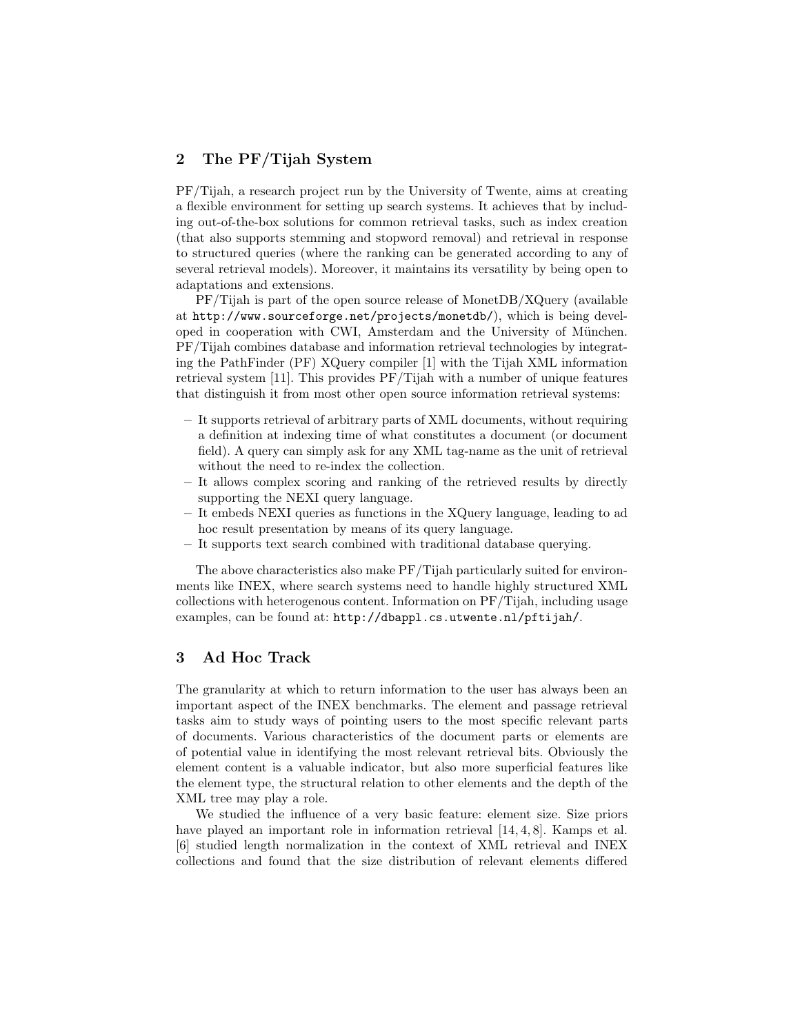## 2 The PF/Tijah System

PF/Tijah, a research project run by the University of Twente, aims at creating a flexible environment for setting up search systems. It achieves that by including out-of-the-box solutions for common retrieval tasks, such as index creation (that also supports stemming and stopword removal) and retrieval in response to structured queries (where the ranking can be generated according to any of several retrieval models). Moreover, it maintains its versatility by being open to adaptations and extensions.

PF/Tijah is part of the open source release of MonetDB/XQuery (available at http://www.sourceforge.net/projects/monetdb/), which is being developed in cooperation with CWI, Amsterdam and the University of München. PF/Tijah combines database and information retrieval technologies by integrating the PathFinder (PF) XQuery compiler [1] with the Tijah XML information retrieval system [11]. This provides PF/Tijah with a number of unique features that distinguish it from most other open source information retrieval systems:

- It supports retrieval of arbitrary parts of XML documents, without requiring a definition at indexing time of what constitutes a document (or document field). A query can simply ask for any XML tag-name as the unit of retrieval without the need to re-index the collection.
- It allows complex scoring and ranking of the retrieved results by directly supporting the NEXI query language.
- It embeds NEXI queries as functions in the XQuery language, leading to ad hoc result presentation by means of its query language.
- It supports text search combined with traditional database querying.

The above characteristics also make PF/Tijah particularly suited for environments like INEX, where search systems need to handle highly structured XML collections with heterogenous content. Information on PF/Tijah, including usage examples, can be found at: http://dbappl.cs.utwente.nl/pftijah/.

## 3 Ad Hoc Track

The granularity at which to return information to the user has always been an important aspect of the INEX benchmarks. The element and passage retrieval tasks aim to study ways of pointing users to the most specific relevant parts of documents. Various characteristics of the document parts or elements are of potential value in identifying the most relevant retrieval bits. Obviously the element content is a valuable indicator, but also more superficial features like the element type, the structural relation to other elements and the depth of the XML tree may play a role.

We studied the influence of a very basic feature: element size. Size priors have played an important role in information retrieval [14, 4, 8]. Kamps et al. [6] studied length normalization in the context of XML retrieval and INEX collections and found that the size distribution of relevant elements differed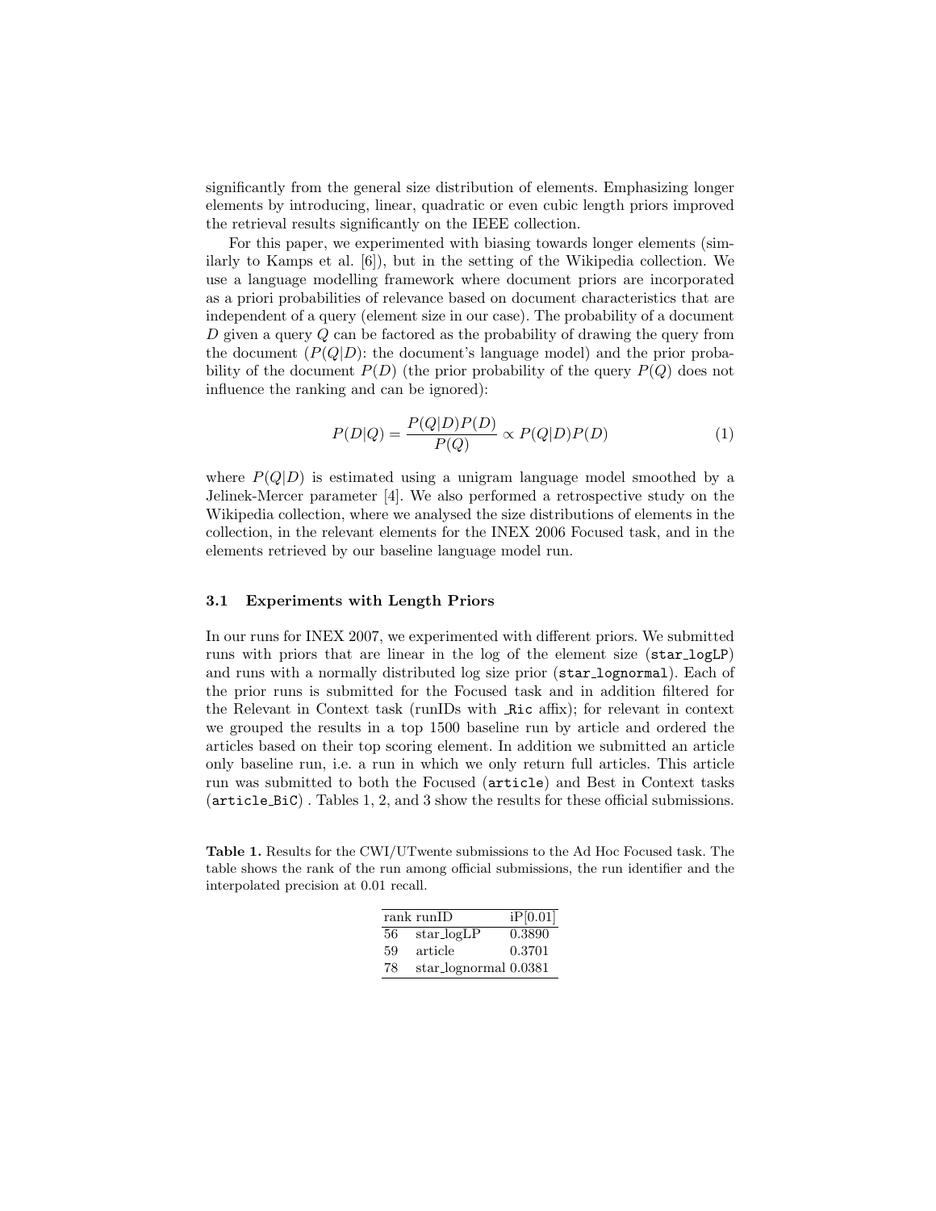significantly from the general size distribution of elements. Emphasizing longer elements by introducing, linear, quadratic or even cubic length priors improved the retrieval results significantly on the IEEE collection.

For this paper, we experimented with biasing towards longer elements (similarly to Kamps et al. [6]), but in the setting of the Wikipedia collection. We use a language modelling framework where document priors are incorporated as a priori probabilities of relevance based on document characteristics that are independent of a query (element size in our case). The probability of a document $D$ given a query $Q$ can be factored as the probability of drawing the query from the document ($P(Q|D)$: the document's language model) and the prior probability of the document $P(D)$ (the prior probability of the query $P(Q)$ does not influence the ranking and can be ignored):

$$P(D|Q) = \frac{P(Q|D)P(D)}{P(Q)} \propto P(Q|D)P(D) \tag{1}$$

where $P(Q|D)$ is estimated using a unigram language model smoothed by a Jelinek-Mercer parameter [4]. We also performed a retrospective study on the Wikipedia collection, where we analysed the size distributions of elements in the collection, in the relevant elements for the INEX 2006 Focused task, and in the elements retrieved by our baseline language model run.

### 3.1 Experiments with Length Priors

In our runs for INEX 2007, we experimented with different priors. We submitted runs with priors that are linear in the log of the element size (`star_logLP`) and runs with a normally distributed log size prior (`star_lognormal`). Each of the prior runs is submitted for the Focused task and in addition filtered for the Relevant in Context task (runIDs with `_RiC` affix); for relevant in context we grouped the results in a top 1500 baseline run by article and ordered the articles based on their top scoring element. In addition we submitted an article only baseline run, i.e. a run in which we only return full articles. This article run was submitted to both the Focused (`article`) and Best in Context tasks (`article_BiC`) . Tables 1, 2, and 3 show the results for these official submissions.

**Table 1.** Results for the CWI/UTwente submissions to the Ad Hoc Focused task. The table shows the rank of the run among official submissions, the run identifier and the interpolated precision at 0.01 recall.

| rank | runID | iP[0.01] |
|---|---|---|
| 56 | star_logLP | 0.3890 |
| 59 | article | 0.3701 |
| 78 | star_lognormal | 0.0381 |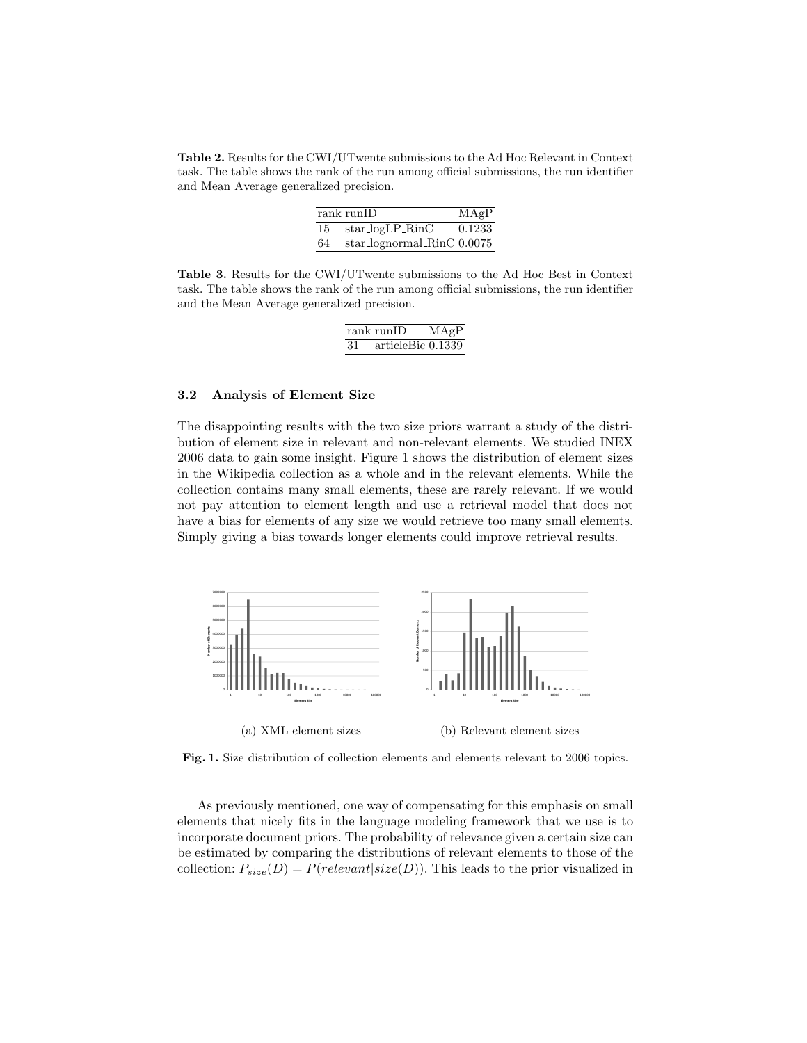**Table 2.** Results for the CWI/UTwente submissions to the Ad Hoc Relevant in Context task. The table shows the rank of the run among official submissions, the run identifier and Mean Average generalized precision.

| rank | runID | MAgP |
| --- | --- | --- |
| 15 | star_logLP_RinC | 0.1233 |
| 64 | star_lognormal_RinC | 0.0075 |

**Table 3.** Results for the CWI/UTwente submissions to the Ad Hoc Best in Context task. The table shows the rank of the run among official submissions, the run identifier and the Mean Average generalized precision.

| rank | runID | MAgP |
| --- | --- | --- |
| 31 | articleBic | 0.1339 |

### 3.2 Analysis of Element Size

The disappointing results with the two size priors warrant a study of the distribution of element size in relevant and non-relevant elements. We studied INEX 2006 data to gain some insight. Figure 1 shows the distribution of element sizes in the Wikipedia collection as a whole and in the relevant elements. While the collection contains many small elements, these are rarely relevant. If we would not pay attention to element length and use a retrieval model that does not have a bias for elements of any size we would retrieve too many small elements. Simply giving a bias towards longer elements could improve retrieval results.

7000000
6000000
5000000
4000000
3000000
2000000
1000000
0
Number of Elements
1 10 100 1000 10000 100000
Element Size

(a) XML element sizes

2500
2000
1500
1000
500
0
Number of Relevant Elements
1 10 100 1000 10000 100000
Element Size

(b) Relevant element sizes

**Fig. 1.** Size distribution of collection elements and elements relevant to 2006 topics.

As previously mentioned, one way of compensating for this emphasis on small elements that nicely fits in the language modeling framework that we use is to incorporate document priors. The probability of relevance given a certain size can be estimated by comparing the distributions of relevant elements to those of the collection: $P_{size}(D) = P(relevant|size(D))$. This leads to the prior visualized in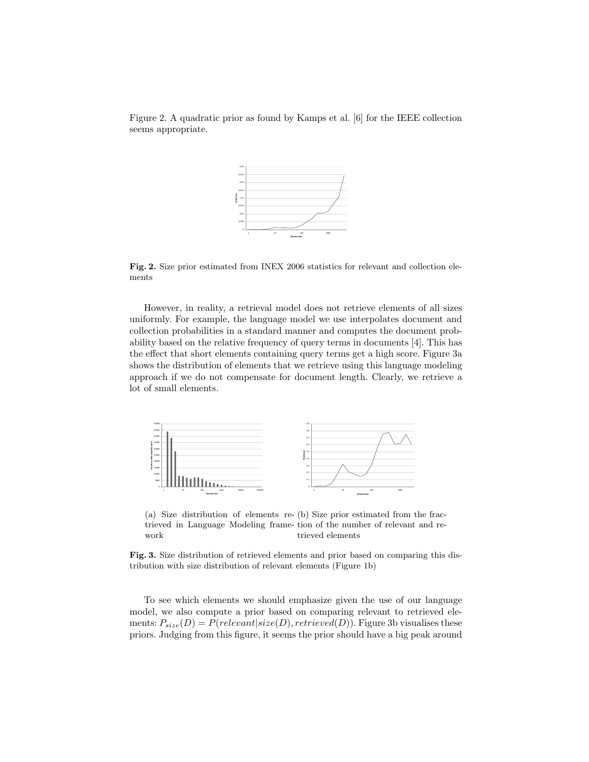Figure 2. A quadratic prior as found by Kamps et al. [6] for the IEEE collection seems appropriate.

**Fig. 2.** Size prior estimated from INEX 2006 statistics for relevant and collection elements

However, in reality, a retrieval model does not retrieve elements of all sizes uniformly. For example, the language model we use interpolates document and collection probabilities in a standard manner and computes the document probability based on the relative frequency of query terms in documents [4]. This has the effect that short elements containing query terms get a high score. Figure 3a shows the distribution of elements that we retrieve using this language modeling approach if we do not compensate for document length. Clearly, we retrieve a lot of small elements.

(a) Size distribution of elements retrieved in Language Modeling framework

(b) Size prior estimated from the fraction of the number of relevant and retrieved elements

**Fig. 3.** Size distribution of retrieved elements and prior based on comparing this distribution with size distribution of relevant elements (Figure 1b)

To see which elements we should emphasize given the use of our language model, we also compute a prior based on comparing relevant to retrieved elements: $P_{size}(D) = P(relevant|size(D), retrieved(D))$. Figure 3b visualises these priors. Judging from this figure, it seems the prior should have a big peak around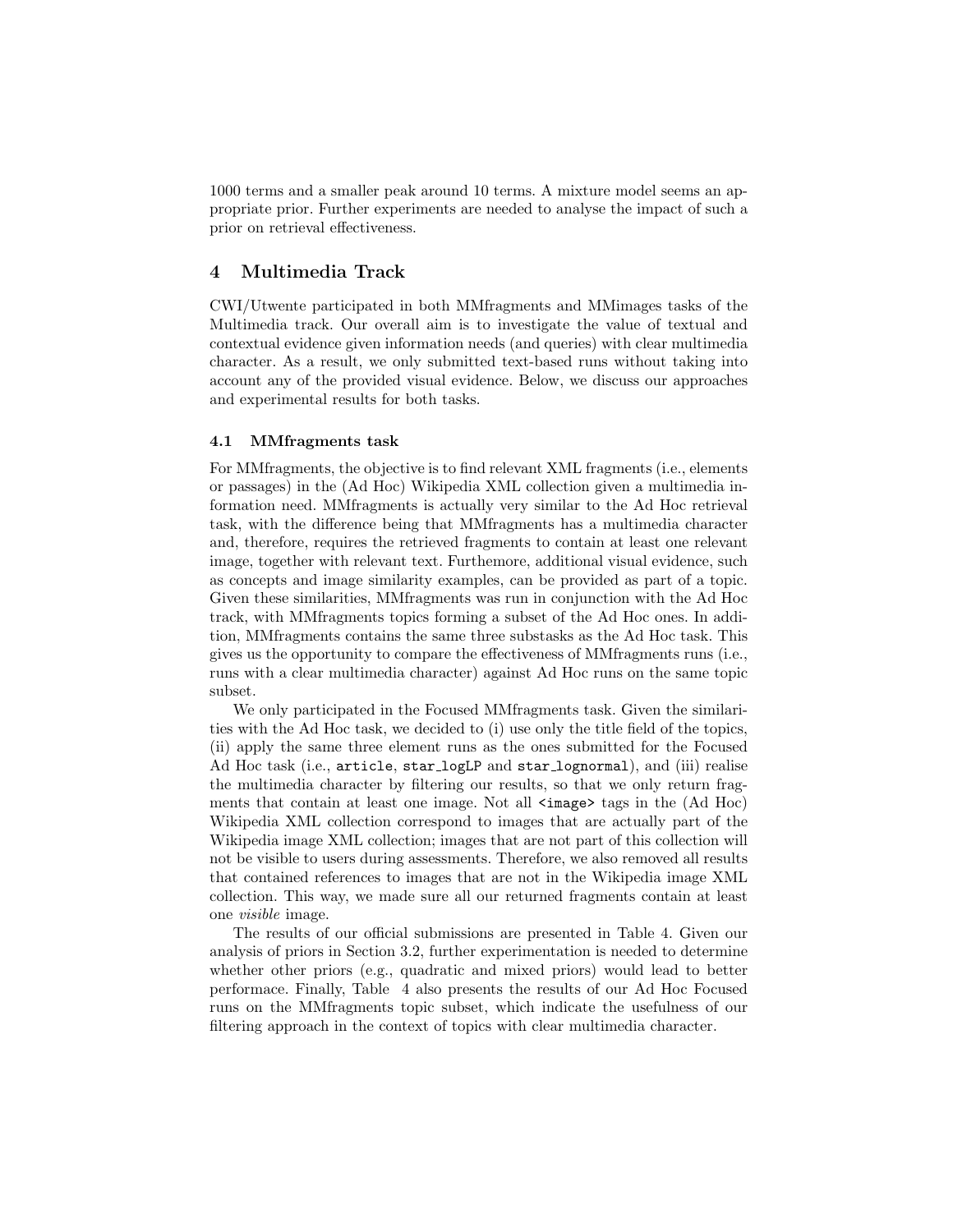1000 terms and a smaller peak around 10 terms. A mixture model seems an appropriate prior. Further experiments are needed to analyse the impact of such a prior on retrieval effectiveness.

## 4 Multimedia Track

CWI/Utwente participated in both MMfragments and MMimages tasks of the Multimedia track. Our overall aim is to investigate the value of textual and contextual evidence given information needs (and queries) with clear multimedia character. As a result, we only submitted text-based runs without taking into account any of the provided visual evidence. Below, we discuss our approaches and experimental results for both tasks.

### 4.1 MMfragments task

For MMfragments, the objective is to find relevant XML fragments (i.e., elements or passages) in the (Ad Hoc) Wikipedia XML collection given a multimedia information need. MMfragments is actually very similar to the Ad Hoc retrieval task, with the difference being that MMfragments has a multimedia character and, therefore, requires the retrieved fragments to contain at least one relevant image, together with relevant text. Futhermore, additional visual evidence, such as concepts and image similarity examples, can be provided as part of a topic. Given these similarities, MMfragments was run in conjunction with the Ad Hoc track, with MMfragments topics forming a subset of the Ad Hoc ones. In addition, MMfragments contains the same three substasks as the Ad Hoc task. This gives us the opportunity to compare the effectiveness of MMfragments runs (i.e., runs with a clear multimedia character) against Ad Hoc runs on the same topic subset.

We only participated in the Focused MMfragments task. Given the similarities with the Ad Hoc task, we decided to (i) use only the title field of the topics, (ii) apply the same three element runs as the ones submitted for the Focused Ad Hoc task (i.e., `article`, `star_logLP` and `star_lognormal`), and (iii) realise the multimedia character by filtering our results, so that we only return fragments that contain at least one image. Not all `<image>` tags in the (Ad Hoc) Wikipedia XML collection correspond to images that are actually part of the Wikipedia image XML collection; images that are not part of this collection will not be visible to users during assessments. Therefore, we also removed all results that contained references to images that are not in the Wikipedia image XML collection. This way, we made sure all our returned fragments contain at least one *visible* image.

The results of our official submissions are presented in Table 4. Given our analysis of priors in Section 3.2, further experimentation is needed to determine whether other priors (e.g., quadratic and mixed priors) would lead to better performace. Finally, Table 4 also presents the results of our Ad Hoc Focused runs on the MMfragments topic subset, which indicate the usefulness of our filtering approach in the context of topics with clear multimedia character.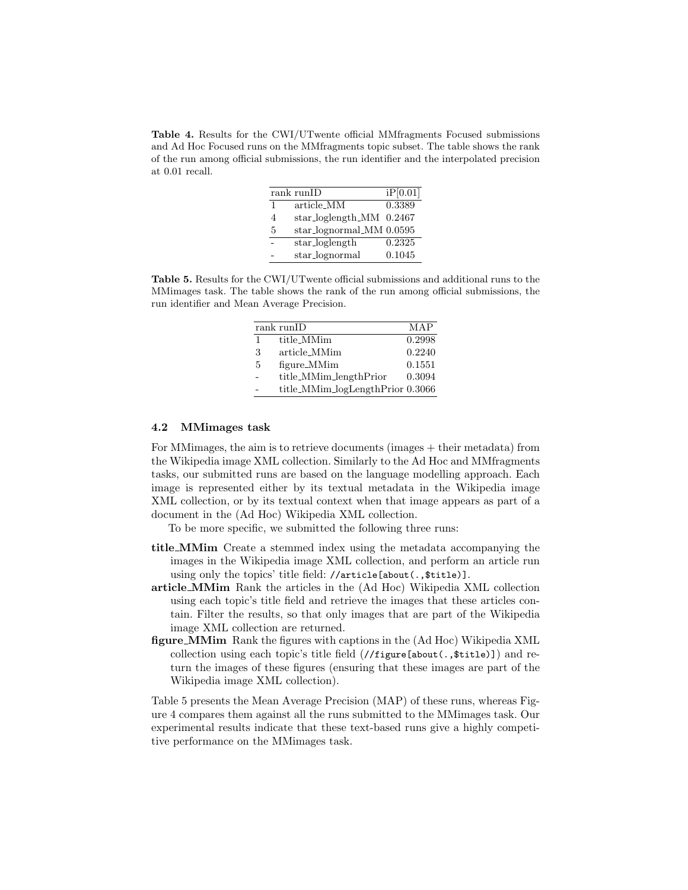**Table 4.** Results for the CWI/UTwente official MMfragments Focused submissions and Ad Hoc Focused runs on the MMfragments topic subset. The table shows the rank of the run among official submissions, the run identifier and the interpolated precision at 0.01 recall.

| rank | runID | iP[0.01] |
|---|---|---|
| 1 | article_MM | 0.3389 |
| 4 | star_loglength_MM | 0.2467 |
| 5 | star_lognormal_MM | 0.0595 |
| - | star_loglength | 0.2325 |
| - | star_lognormal | 0.1045 |

**Table 5.** Results for the CWI/UTwente official submissions and additional runs to the MMimages task. The table shows the rank of the run among official submissions, the run identifier and Mean Average Precision.

| rank | runID | MAP |
|---|---|---|
| 1 | title_MMim | 0.2998 |
| 3 | article_MMim | 0.2240 |
| 5 | figure_MMim | 0.1551 |
| - | title_MMim_lengthPrior | 0.3094 |
| - | title_MMim_logLengthPrior | 0.3066 |

### 4.2 MMimages task

For MMimages, the aim is to retrieve documents (images + their metadata) from the Wikipedia image XML collection. Similarly to the Ad Hoc and MMfragments tasks, our submitted runs are based on the language modelling approach. Each image is represented either by its textual metadata in the Wikipedia image XML collection, or by its textual context when that image appears as part of a document in the (Ad Hoc) Wikipedia XML collection.

To be more specific, we submitted the following three runs:

- **title_MMim** Create a stemmed index using the metadata accompanying the images in the Wikipedia image XML collection, and perform an article run using only the topics' title field: `//article[about(.,$title)]`.
- **article_MMim** Rank the articles in the (Ad Hoc) Wikipedia XML collection using each topic's title field and retrieve the images that these articles contain. Filter the results, so that only images that are part of the Wikipedia image XML collection are returned.
- **figure_MMim** Rank the figures with captions in the (Ad Hoc) Wikipedia XML collection using each topic's title field (`//figure[about(.,$title)]`) and return the images of these figures (ensuring that these images are part of the Wikipedia image XML collection).

Table 5 presents the Mean Average Precision (MAP) of these runs, whereas Figure 4 compares them against all the runs submitted to the MMimages task. Our experimental results indicate that these text-based runs give a highly competitive performance on the MMimages task.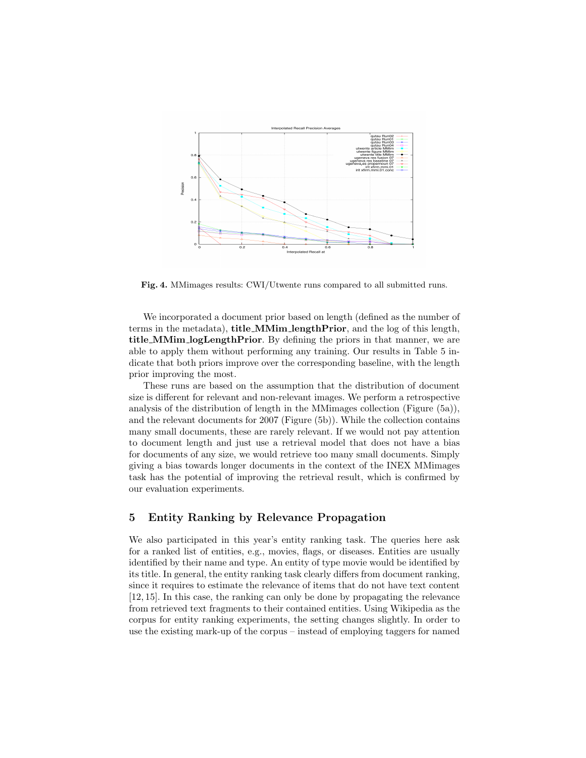Interpolated Recall Precision Averages

Precision

Interpolated Recall at

0, 0.2, 0.4, 0.6, 0.8, 1

0, 0.2, 0.4, 0.6, 0.8, 1

qutau Run02
qutau Run01
qutau Run03
qutau Run04
utwente article MMim
utwente figure MMim
utwente title MMim
ugeneva res fusion 07
ugeneva res baseline 07
ugeneva,es propernoun 07
irit xfirm.mmi.01
irit xfirm.mmi.01.conc

**Fig. 4.** MMimages results: CWI/Utwente runs compared to all submitted runs.

We incorporated a document prior based on length (defined as the number of terms in the metadata), **title_MMim_lengthPrior**, and the log of this length, **title_MMim_logLengthPrior**. By defining the priors in that manner, we are able to apply them without performing any training. Our results in Table 5 indicate that both priors improve over the corresponding baseline, with the length prior improving the most.

These runs are based on the assumption that the distribution of document size is different for relevant and non-relevant images. We perform a retrospective analysis of the distribution of length in the MMimages collection (Figure (5a)), and the relevant documents for 2007 (Figure (5b)). While the collection contains many small documents, these are rarely relevant. If we would not pay attention to document length and just use a retrieval model that does not have a bias for documents of any size, we would retrieve too many small documents. Simply giving a bias towards longer documents in the context of the INEX MMimages task has the potential of improving the retrieval result, which is confirmed by our evaluation experiments.

## 5 Entity Ranking by Relevance Propagation

We also participated in this year's entity ranking task. The queries here ask for a ranked list of entities, e.g., movies, flags, or diseases. Entities are usually identified by their name and type. An entity of type movie would be identified by its title. In general, the entity ranking task clearly differs from document ranking, since it requires to estimate the relevance of items that do not have text content [12, 15]. In this case, the ranking can only be done by propagating the relevance from retrieved text fragments to their contained entities. Using Wikipedia as the corpus for entity ranking experiments, the setting changes slightly. In order to use the existing mark-up of the corpus – instead of employing taggers for named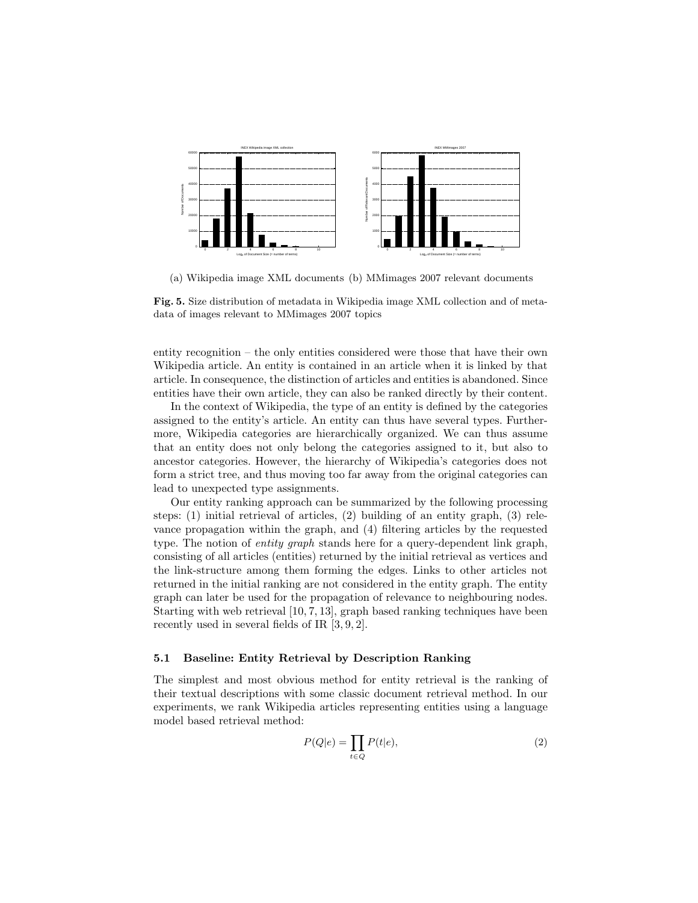INEX Wikipedia image XML collection

60000
50000
40000
30000
20000
10000
0

Number of Documents

0 2 4 6 8 10

$\text{Log}_2$ of Document Size (= number of terms)

INEX MMimages 2007

6000
5000
4000
3000
2000
1000
0

Number of Relevant Documents

0 2 4 6 8 10

$\text{Log}_2$ of Document Size (= number of terms)

(a) Wikipedia image XML documents (b) MMimages 2007 relevant documents

**Fig. 5.** Size distribution of metadata in Wikipedia image XML collection and of metadata of images relevant to MMimages 2007 topics

entity recognition – the only entities considered were those that have their own Wikipedia article. An entity is contained in an article when it is linked by that article. In consequence, the distinction of articles and entities is abandoned. Since entities have their own article, they can also be ranked directly by their content.

In the context of Wikipedia, the type of an entity is defined by the categories assigned to the entity's article. An entity can thus have several types. Furthermore, Wikipedia categories are hierarchically organized. We can thus assume that an entity does not only belong the categories assigned to it, but also to ancestor categories. However, the hierarchy of Wikipedia's categories does not form a strict tree, and thus moving too far away from the original categories can lead to unexpected type assignments.

Our entity ranking approach can be summarized by the following processing steps: (1) initial retrieval of articles, (2) building of an entity graph, (3) relevance propagation within the graph, and (4) filtering articles by the requested type. The notion of *entity graph* stands here for a query-dependent link graph, consisting of all articles (entities) returned by the initial retrieval as vertices and the link-structure among them forming the edges. Links to other articles not returned in the initial ranking are not considered in the entity graph. The entity graph can later be used for the propagation of relevance to neighbouring nodes. Starting with web retrieval [10, 7, 13], graph based ranking techniques have been recently used in several fields of IR [3, 9, 2].

### 5.1 Baseline: Entity Retrieval by Description Ranking

The simplest and most obvious method for entity retrieval is the ranking of their textual descriptions with some classic document retrieval method. In our experiments, we rank Wikipedia articles representing entities using a language model based retrieval method:

$$P(Q|e) = \prod_{t \in Q} P(t|e), \tag{2}$$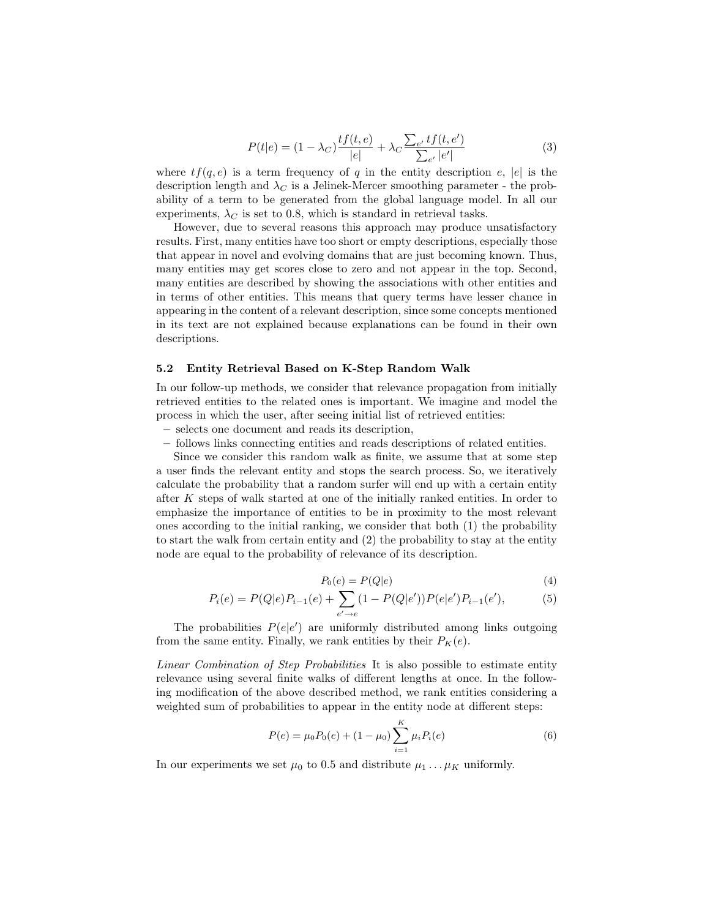$$P(t|e) = (1 - \lambda_C)\frac{tf(t,e)}{|e|} + \lambda_C \frac{\sum_{e'} tf(t,e')}{\sum_{e'} |e'|} \tag{3}$$

where $tf(q,e)$ is a term frequency of $q$ in the entity description $e$, $|e|$ is the description length and $\lambda_C$ is a Jelinek-Mercer smoothing parameter - the probability of a term to be generated from the global language model. In all our experiments, $\lambda_C$ is set to 0.8, which is standard in retrieval tasks.

However, due to several reasons this approach may produce unsatisfactory results. First, many entities have too short or empty descriptions, especially those that appear in novel and evolving domains that are just becoming known. Thus, many entities may get scores close to zero and not appear in the top. Second, many entities are described by showing the associations with other entities and in terms of other entities. This means that query terms have lesser chance in appearing in the content of a relevant description, since some concepts mentioned in its text are not explained because explanations can be found in their own descriptions.

### 5.2 Entity Retrieval Based on K-Step Random Walk

In our follow-up methods, we consider that relevance propagation from initially retrieved entities to the related ones is important. We imagine and model the process in which the user, after seeing initial list of retrieved entities:

- selects one document and reads its description,
- follows links connecting entities and reads descriptions of related entities.

Since we consider this random walk as finite, we assume that at some step a user finds the relevant entity and stops the search process. So, we iteratively calculate the probability that a random surfer will end up with a certain entity after $K$ steps of walk started at one of the initially ranked entities. In order to emphasize the importance of entities to be in proximity to the most relevant ones according to the initial ranking, we consider that both (1) the probability to start the walk from certain entity and (2) the probability to stay at the entity node are equal to the probability of relevance of its description.

$$P_0(e) = P(Q|e) \tag{4}$$

$$P_i(e) = P(Q|e)P_{i-1}(e) + \sum_{e' \to e} (1 - P(Q|e'))P(e|e')P_{i-1}(e'), \tag{5}$$

The probabilities $P(e|e')$ are uniformly distributed among links outgoing from the same entity. Finally, we rank entities by their $P_K(e)$.

*Linear Combination of Step Probabilities* It is also possible to estimate entity relevance using several finite walks of different lengths at once. In the following modification of the above described method, we rank entities considering a weighted sum of probabilities to appear in the entity node at different steps:

$$P(e) = \mu_0 P_0(e) + (1 - \mu_0)\sum_{i=1}^{K} \mu_i P_i(e) \tag{6}$$

In our experiments we set $\mu_0$ to 0.5 and distribute $\mu_1 \dots \mu_K$ uniformly.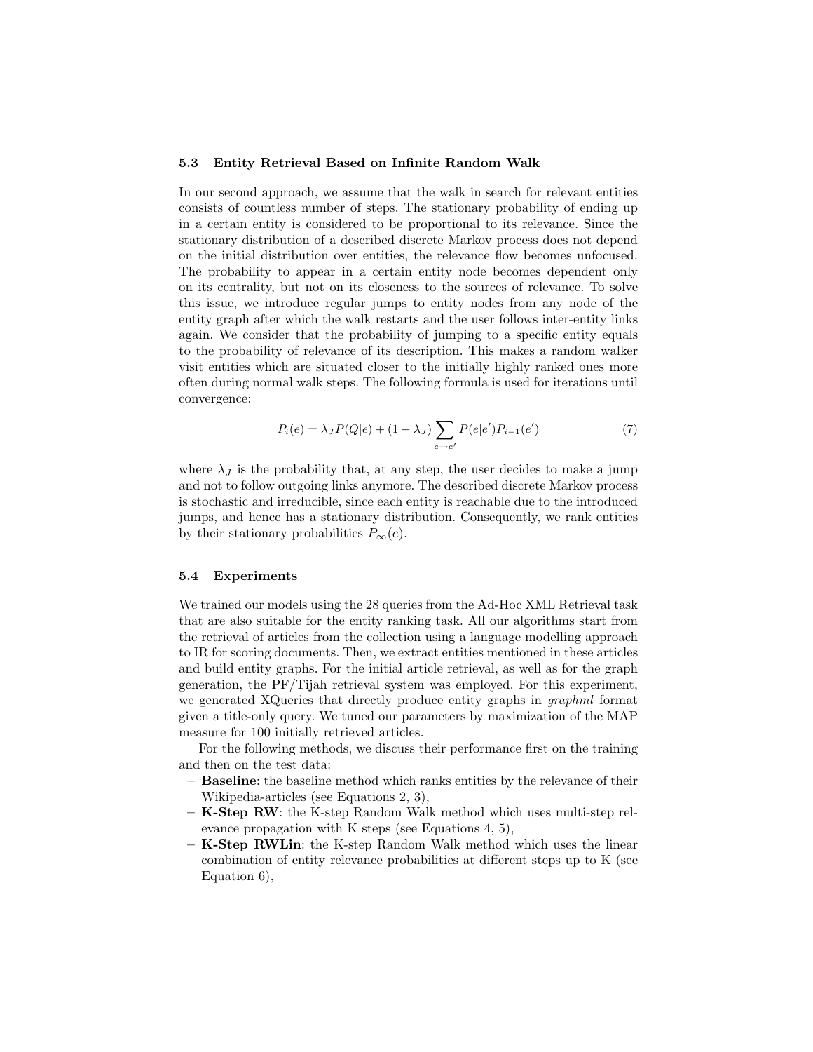### 5.3 Entity Retrieval Based on Infinite Random Walk

In our second approach, we assume that the walk in search for relevant entities consists of countless number of steps. The stationary probability of ending up in a certain entity is considered to be proportional to its relevance. Since the stationary distribution of a described discrete Markov process does not depend on the initial distribution over entities, the relevance flow becomes unfocused. The probability to appear in a certain entity node becomes dependent only on its centrality, but not on its closeness to the sources of relevance. To solve this issue, we introduce regular jumps to entity nodes from any node of the entity graph after which the walk restarts and the user follows inter-entity links again. We consider that the probability of jumping to a specific entity equals to the probability of relevance of its description. This makes a random walker visit entities which are situated closer to the initially highly ranked ones more often during normal walk steps. The following formula is used for iterations until convergence:

$$P_i(e) = \lambda_J P(Q|e) + (1 - \lambda_J) \sum_{e \rightarrow e'} P(e|e') P_{i-1}(e') \tag{7}$$

where $\lambda_J$ is the probability that, at any step, the user decides to make a jump and not to follow outgoing links anymore. The described discrete Markov process is stochastic and irreducible, since each entity is reachable due to the introduced jumps, and hence has a stationary distribution. Consequently, we rank entities by their stationary probabilities $P_\infty(e)$.

### 5.4 Experiments

We trained our models using the 28 queries from the Ad-Hoc XML Retrieval task that are also suitable for the entity ranking task. All our algorithms start from the retrieval of articles from the collection using a language modelling approach to IR for scoring documents. Then, we extract entities mentioned in these articles and build entity graphs. For the initial article retrieval, as well as for the graph generation, the PF/Tijah retrieval system was employed. For this experiment, we generated XQueries that directly produce entity graphs in *graphml* format given a title-only query. We tuned our parameters by maximization of the MAP measure for 100 initially retrieved articles.

For the following methods, we discuss their performance first on the training and then on the test data:

- **Baseline**: the baseline method which ranks entities by the relevance of their Wikipedia-articles (see Equations 2, 3),
- **K-Step RW**: the K-step Random Walk method which uses multi-step relevance propagation with K steps (see Equations 4, 5),
- **K-Step RWLin**: the K-step Random Walk method which uses the linear combination of entity relevance probabilities at different steps up to K (see Equation 6),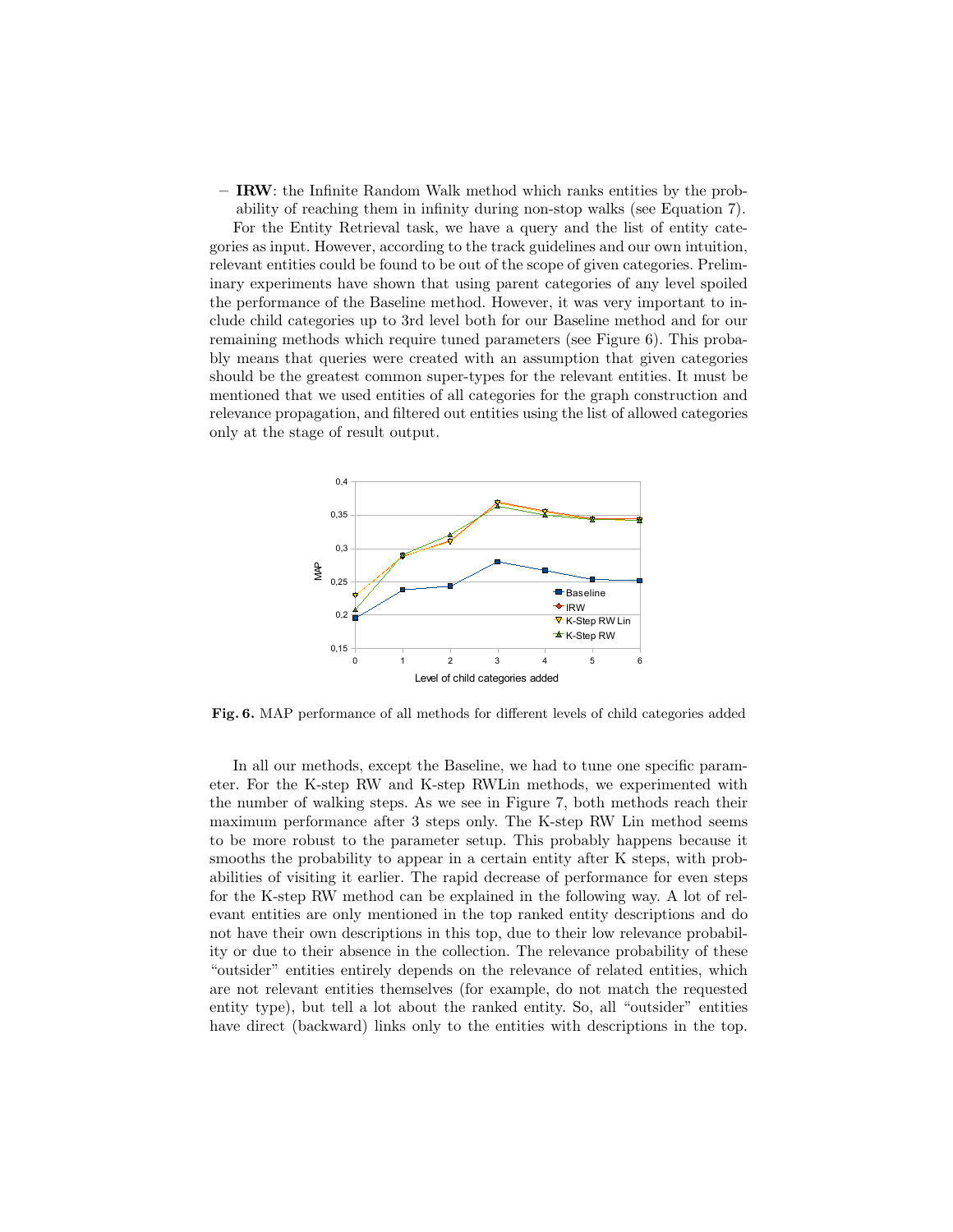– **IRW**: the Infinite Random Walk method which ranks entities by the probability of reaching them in infinity during non-stop walks (see Equation 7).

For the Entity Retrieval task, we have a query and the list of entity categories as input. However, according to the track guidelines and our own intuition, relevant entities could be found to be out of the scope of given categories. Preliminary experiments have shown that using parent categories of any level spoiled the performance of the Baseline method. However, it was very important to include child categories up to 3rd level both for our Baseline method and for our remaining methods which require tuned parameters (see Figure 6). This probably means that queries were created with an assumption that given categories should be the greatest common super-types for the relevant entities. It must be mentioned that we used entities of all categories for the graph construction and relevance propagation, and filtered out entities using the list of allowed categories only at the stage of result output.

0,4
0,35
0,3
0,25
0,2
0,15
MAP
0 1 2 3 4 5 6
Level of child categories added
Baseline
IRW
K-Step RW Lin
K-Step RW

**Fig. 6.** MAP performance of all methods for different levels of child categories added

In all our methods, except the Baseline, we had to tune one specific parameter. For the K-step RW and K-step RWLin methods, we experimented with the number of walking steps. As we see in Figure 7, both methods reach their maximum performance after 3 steps only. The K-step RW Lin method seems to be more robust to the parameter setup. This probably happens because it smooths the probability to appear in a certain entity after K steps, with probabilities of visiting it earlier. The rapid decrease of performance for even steps for the K-step RW method can be explained in the following way. A lot of relevant entities are only mentioned in the top ranked entity descriptions and do not have their own descriptions in this top, due to their low relevance probability or due to their absence in the collection. The relevance probability of these "outsider" entities entirely depends on the relevance of related entities, which are not relevant entities themselves (for example, do not match the requested entity type), but tell a lot about the ranked entity. So, all "outsider" entities have direct (backward) links only to the entities with descriptions in the top.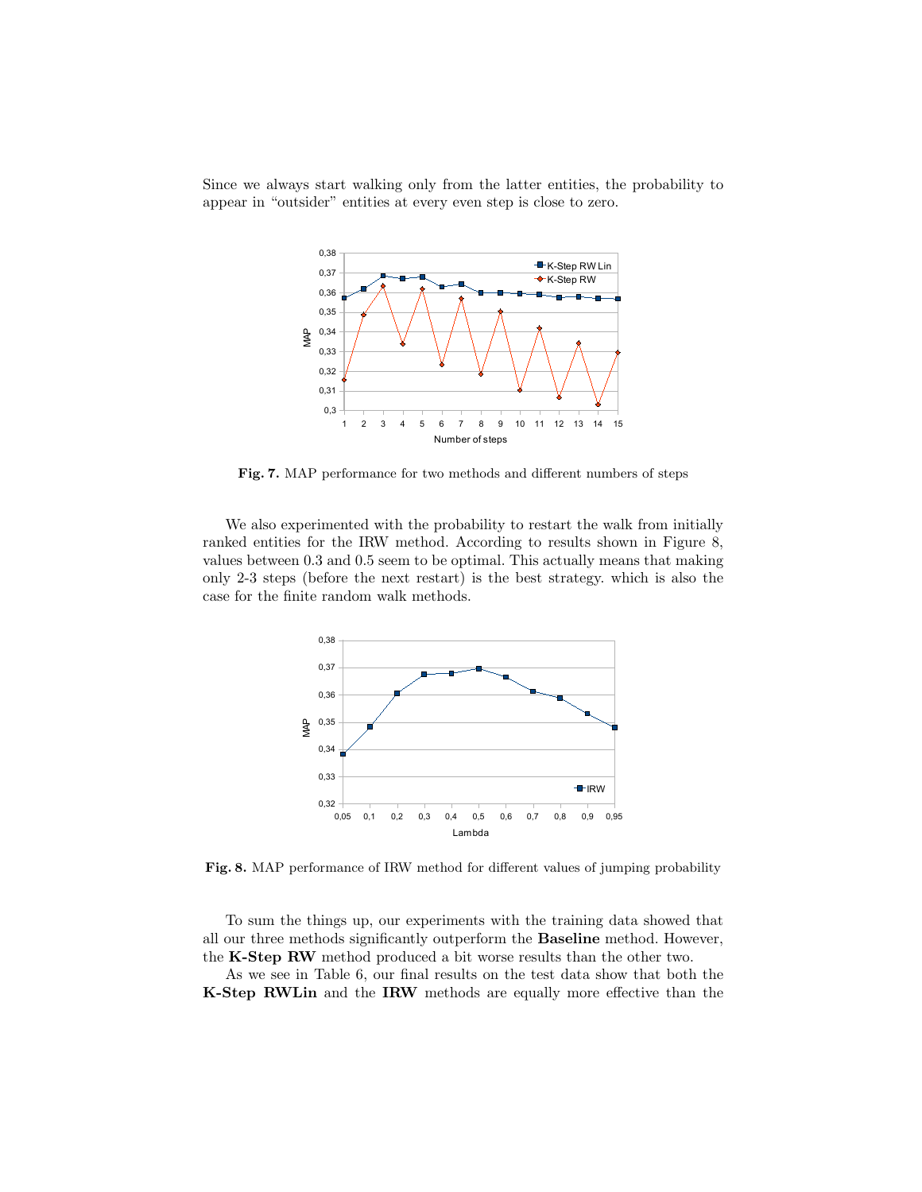Since we always start walking only from the latter entities, the probability to appear in "outsider" entities at every even step is close to zero.

0,38
0,37
0,36
0,35
0,34
0,33
0,32
0,31
0,3
MAP
1 2 3 4 5 6 7 8 9 10 11 12 13 14 15
Number of steps
K-Step RW Lin
K-Step RW

**Fig. 7.** MAP performance for two methods and different numbers of steps

We also experimented with the probability to restart the walk from initially ranked entities for the IRW method. According to results shown in Figure 8, values between 0.3 and 0.5 seem to be optimal. This actually means that making only 2-3 steps (before the next restart) is the best strategy. which is also the case for the finite random walk methods.

0,38
0,37
0,36
0,35
0,34
0,33
0,32
MAP
0,05 0,1 0,2 0,3 0,4 0,5 0,6 0,7 0,8 0,9 0,95
Lambda
IRW

**Fig. 8.** MAP performance of IRW method for different values of jumping probability

To sum the things up, our experiments with the training data showed that all our three methods significantly outperform the **Baseline** method. However, the **K-Step RW** method produced a bit worse results than the other two.

As we see in Table 6, our final results on the test data show that both the **K-Step RWLin** and the **IRW** methods are equally more effective than the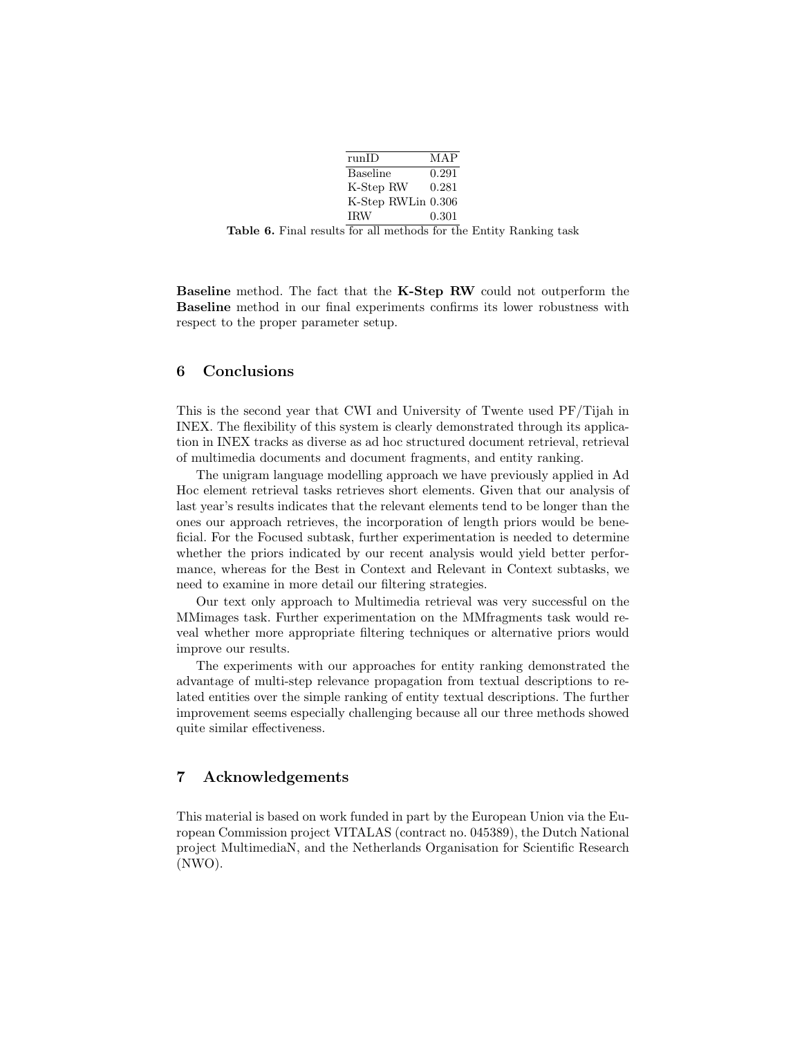| runID | MAP |
| --- | --- |
| Baseline | 0.291 |
| K-Step RW | 0.281 |
| K-Step RWLin | 0.306 |
| IRW | 0.301 |

**Table 6.** Final results for all methods for the Entity Ranking task

**Baseline** method. The fact that the **K-Step RW** could not outperform the **Baseline** method in our final experiments confirms its lower robustness with respect to the proper parameter setup.

## 6 Conclusions

This is the second year that CWI and University of Twente used PF/Tijah in INEX. The flexibility of this system is clearly demonstrated through its application in INEX tracks as diverse as ad hoc structured document retrieval, retrieval of multimedia documents and document fragments, and entity ranking.

The unigram language modelling approach we have previously applied in Ad Hoc element retrieval tasks retrieves short elements. Given that our analysis of last year's results indicates that the relevant elements tend to be longer than the ones our approach retrieves, the incorporation of length priors would be beneficial. For the Focused subtask, further experimentation is needed to determine whether the priors indicated by our recent analysis would yield better performance, whereas for the Best in Context and Relevant in Context subtasks, we need to examine in more detail our filtering strategies.

Our text only approach to Multimedia retrieval was very successful on the MMimages task. Further experimentation on the MMfragments task would reveal whether more appropriate filtering techniques or alternative priors would improve our results.

The experiments with our approaches for entity ranking demonstrated the advantage of multi-step relevance propagation from textual descriptions to related entities over the simple ranking of entity textual descriptions. The further improvement seems especially challenging because all our three methods showed quite similar effectiveness.

## 7 Acknowledgements

This material is based on work funded in part by the European Union via the European Commission project VITALAS (contract no. 045389), the Dutch National project MultimediaN, and the Netherlands Organisation for Scientific Research (NWO).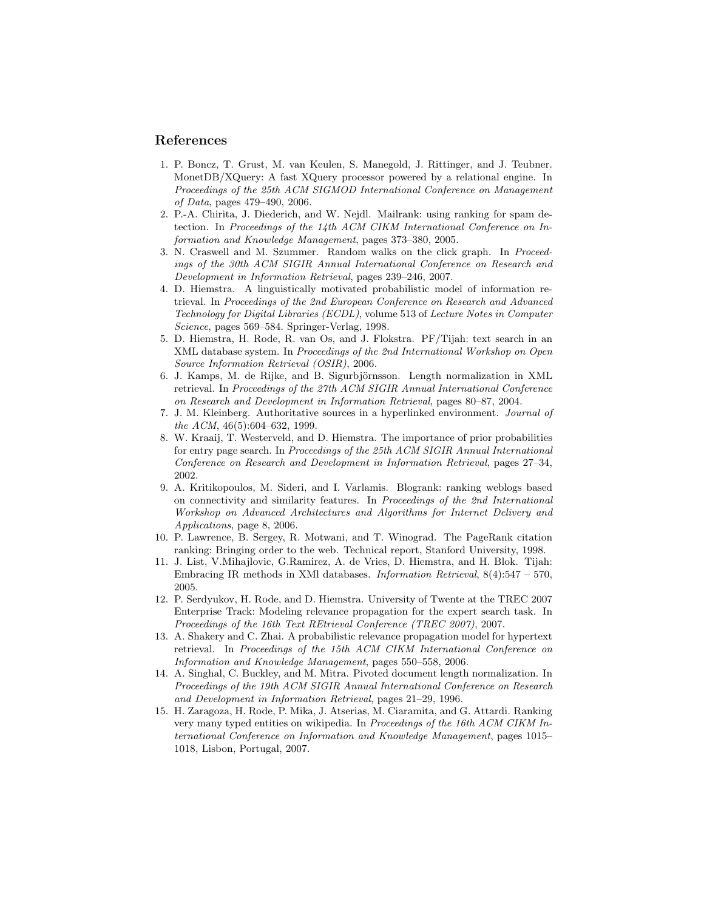## References

1. P. Boncz, T. Grust, M. van Keulen, S. Manegold, J. Rittinger, and J. Teubner. MonetDB/XQuery: A fast XQuery processor powered by a relational engine. In *Proceedings of the 25th ACM SIGMOD International Conference on Management of Data*, pages 479–490, 2006.
2. P.-A. Chirita, J. Diederich, and W. Nejdl. Mailrank: using ranking for spam detection. In *Proceedings of the 14th ACM CIKM International Conference on Information and Knowledge Management*, pages 373–380, 2005.
3. N. Craswell and M. Szummer. Random walks on the click graph. In *Proceedings of the 30th ACM SIGIR Annual International Conference on Research and Development in Information Retrieval*, pages 239–246, 2007.
4. D. Hiemstra. A linguistically motivated probabilistic model of information retrieval. In *Proceedings of the 2nd European Conference on Research and Advanced Technology for Digital Libraries (ECDL)*, volume 513 of *Lecture Notes in Computer Science*, pages 569–584. Springer-Verlag, 1998.
5. D. Hiemstra, H. Rode, R. van Os, and J. Flokstra. PF/Tijah: text search in an XML database system. In *Proceedings of the 2nd International Workshop on Open Source Information Retrieval (OSIR)*, 2006.
6. J. Kamps, M. de Rijke, and B. Sigurbjörnsson. Length normalization in XML retrieval. In *Proceedings of the 27th ACM SIGIR Annual International Conference on Research and Development in Information Retrieval*, pages 80–87, 2004.
7. J. M. Kleinberg. Authoritative sources in a hyperlinked environment. *Journal of the ACM*, 46(5):604–632, 1999.
8. W. Kraaij, T. Westerveld, and D. Hiemstra. The importance of prior probabilities for entry page search. In *Proceedings of the 25th ACM SIGIR Annual International Conference on Research and Development in Information Retrieval*, pages 27–34, 2002.
9. A. Kritikopoulos, M. Sideri, and I. Varlamis. Blogrank: ranking weblogs based on connectivity and similarity features. In *Proceedings of the 2nd International Workshop on Advanced Architectures and Algorithms for Internet Delivery and Applications*, page 8, 2006.
10. P. Lawrence, B. Sergey, R. Motwani, and T. Winograd. The PageRank citation ranking: Bringing order to the web. Technical report, Stanford University, 1998.
11. J. List, V.Mihajlovic, G.Ramirez, A. de Vries, D. Hiemstra, and H. Blok. Tijah: Embracing IR methods in XMl databases. *Information Retrieval*, 8(4):547 – 570, 2005.
12. P. Serdyukov, H. Rode, and D. Hiemstra. University of Twente at the TREC 2007 Enterprise Track: Modeling relevance propagation for the expert search task. In *Proceedings of the 16th Text REtrieval Conference (TREC 2007)*, 2007.
13. A. Shakery and C. Zhai. A probabilistic relevance propagation model for hypertext retrieval. In *Proceedings of the 15th ACM CIKM International Conference on Information and Knowledge Management*, pages 550–558, 2006.
14. A. Singhal, C. Buckley, and M. Mitra. Pivoted document length normalization. In *Proceedings of the 19th ACM SIGIR Annual International Conference on Research and Development in Information Retrieval*, pages 21–29, 1996.
15. H. Zaragoza, H. Rode, P. Mika, J. Atserias, M. Ciaramita, and G. Attardi. Ranking very many typed entities on wikipedia. In *Proceedings of the 16th ACM CIKM International Conference on Information and Knowledge Management*, pages 1015–1018, Lisbon, Portugal, 2007.